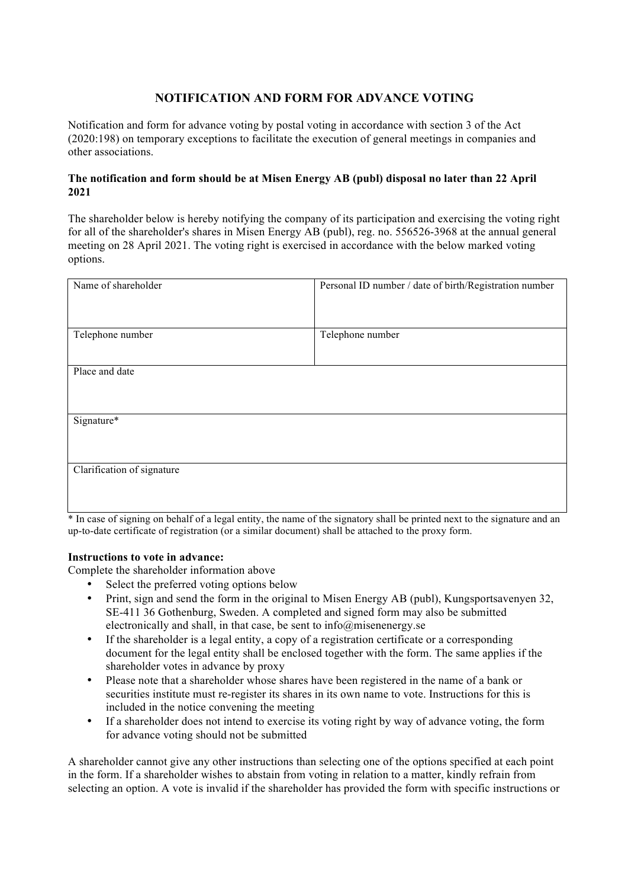# NOTIFICATION AND FORM FOR ADVANCE VOTING

Notification and form for advance voting by postal voting in accordance with section 3 of the Act (2020:198) on temporary exceptions to facilitate the execution of general meetings in companies and other associations.

**The notification and form should be at Misen Energy AB (publ) disposal no later than 22 April 2021**

The shareholder below is hereby notifying the company of its participation and exercising the voting right for all of the shareholder's shares in Misen Energy AB (publ), reg. no. 556526-3968 at the annual general meeting on 28 April 2021. The voting right is exercised in accordance with the below marked voting options.

| Name of shareholder | Personal ID number / date of birth/Registration number |
|---|---|
| Telephone number | Telephone number |
| Place and date | |
| Signature* | |
| Clarification of signature | |

* In case of signing on behalf of a legal entity, the name of the signatory shall be printed next to the signature and an up-to-date certificate of registration (or a similar document) shall be attached to the proxy form.

**Instructions to vote in advance:**

Complete the shareholder information above

- Select the preferred voting options below
- Print, sign and send the form in the original to Misen Energy AB (publ), Kungsportsavenyen 32, SE-411 36 Gothenburg, Sweden. A completed and signed form may also be submitted electronically and shall, in that case, be sent to info@misenenergy.se
- If the shareholder is a legal entity, a copy of a registration certificate or a corresponding document for the legal entity shall be enclosed together with the form. The same applies if the shareholder votes in advance by proxy
- Please note that a shareholder whose shares have been registered in the name of a bank or securities institute must re-register its shares in its own name to vote. Instructions for this is included in the notice convening the meeting
- If a shareholder does not intend to exercise its voting right by way of advance voting, the form for advance voting should not be submitted

A shareholder cannot give any other instructions than selecting one of the options specified at each point in the form. If a shareholder wishes to abstain from voting in relation to a matter, kindly refrain from selecting an option. A vote is invalid if the shareholder has provided the form with specific instructions or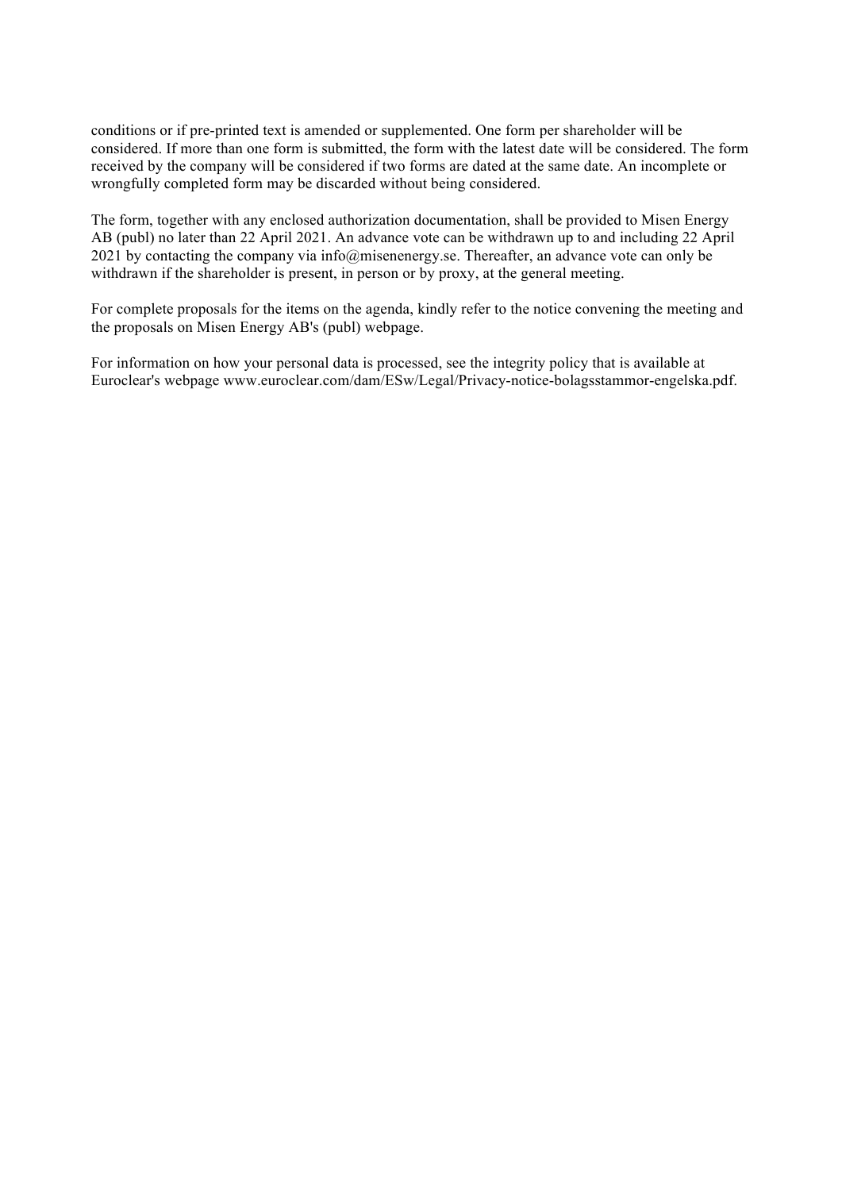conditions or if pre-printed text is amended or supplemented. One form per shareholder will be considered. If more than one form is submitted, the form with the latest date will be considered. The form received by the company will be considered if two forms are dated at the same date. An incomplete or wrongfully completed form may be discarded without being considered.

The form, together with any enclosed authorization documentation, shall be provided to Misen Energy AB (publ) no later than 22 April 2021. An advance vote can be withdrawn up to and including 22 April 2021 by contacting the company via info@misenenergy.se. Thereafter, an advance vote can only be withdrawn if the shareholder is present, in person or by proxy, at the general meeting.

For complete proposals for the items on the agenda, kindly refer to the notice convening the meeting and the proposals on Misen Energy AB's (publ) webpage.

For information on how your personal data is processed, see the integrity policy that is available at Euroclear's webpage www.euroclear.com/dam/ESw/Legal/Privacy-notice-bolagsstammor-engelska.pdf.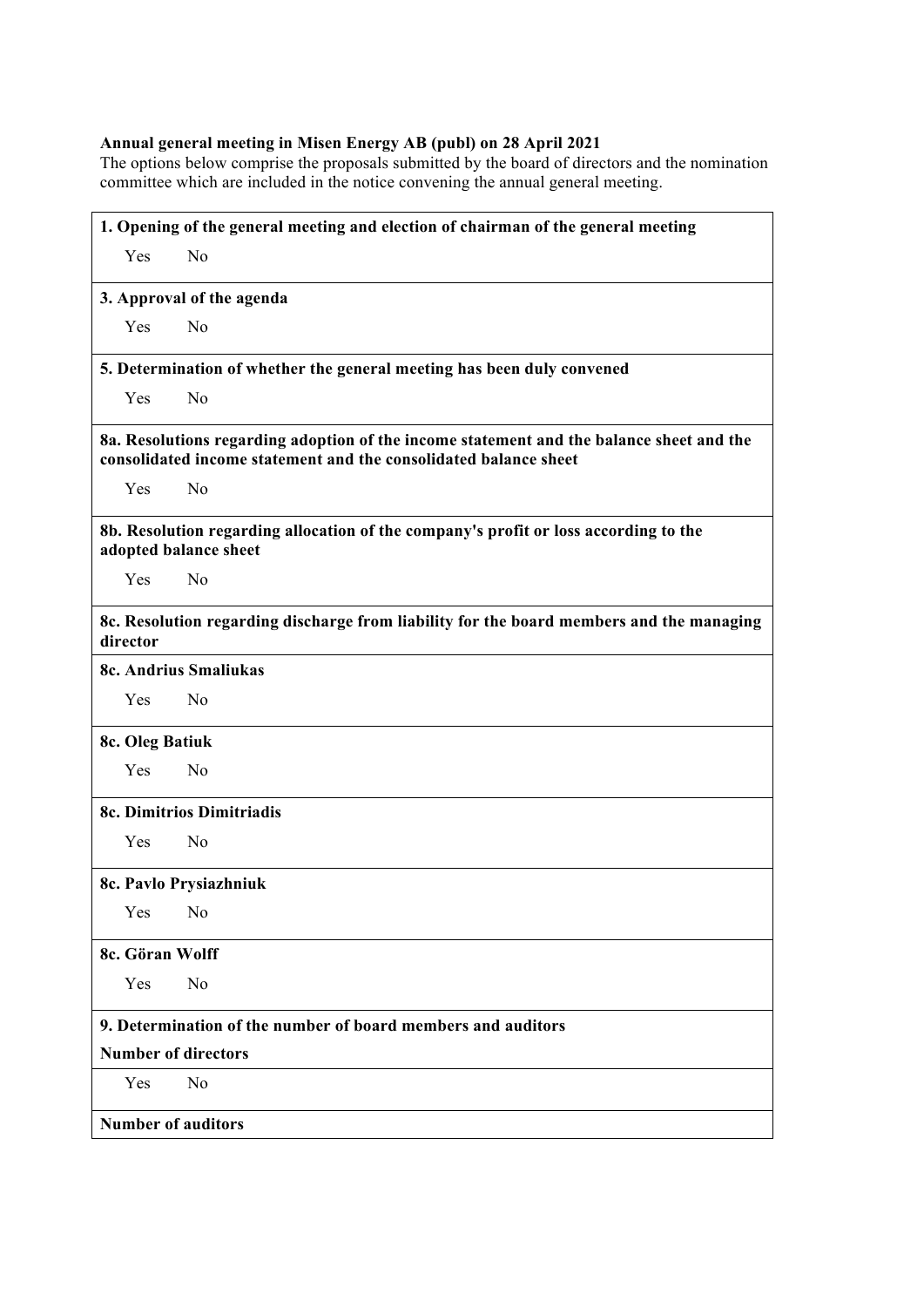**Annual general meeting in Misen Energy AB (publ) on 28 April 2021**

The options below comprise the proposals submitted by the board of directors and the nomination committee which are included in the notice convening the annual general meeting.

**1. Opening of the general meeting and election of chairman of the general meeting**

Yes No

**3. Approval of the agenda**

Yes No

**5. Determination of whether the general meeting has been duly convened**

Yes No

**8a. Resolutions regarding adoption of the income statement and the balance sheet and the consolidated income statement and the consolidated balance sheet**

Yes No

**8b. Resolution regarding allocation of the company's profit or loss according to the adopted balance sheet**

Yes No

**8c. Resolution regarding discharge from liability for the board members and the managing director**

**8c. Andrius Smaliukas**

Yes No

**8c. Oleg Batiuk**

Yes No

**8c. Dimitrios Dimitriadis**

Yes No

**8c. Pavlo Prysiazhniuk**

Yes No

**8c. Göran Wolff**

Yes No

**9. Determination of the number of board members and auditors**

**Number of directors**

Yes No

**Number of auditors**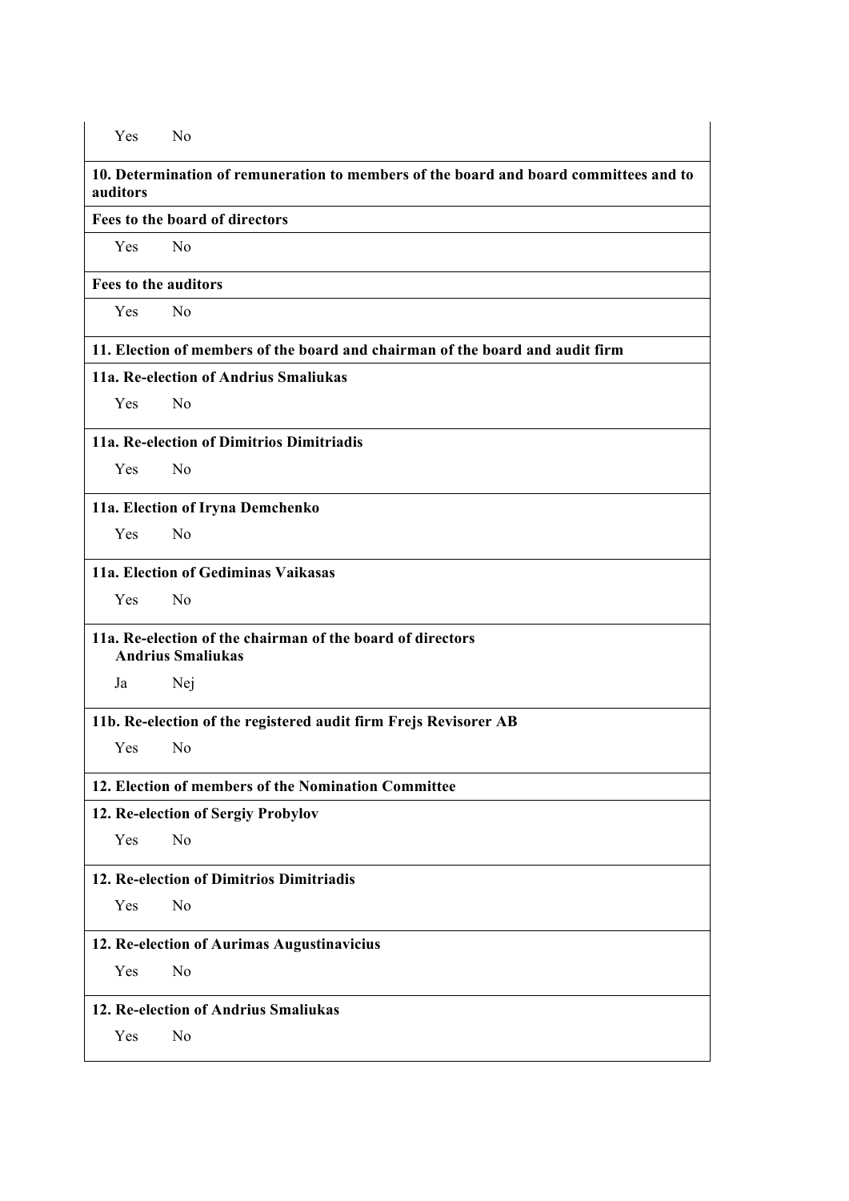| |
|---|
| Yes No |
| **10. Determination of remuneration to members of the board and board committees and to auditors** |
| **Fees to the board of directors** |
| Yes No |
| **Fees to the auditors** |
| Yes No |
| **11. Election of members of the board and chairman of the board and audit firm** |
| **11a. Re-election of Andrius Smaliukas** |
| Yes No |
| **11a. Re-election of Dimitrios Dimitriadis** |
| Yes No |
| **11a. Election of Iryna Demchenko** |
| Yes No |
| **11a. Election of Gediminas Vaikasas** |
| Yes No |
| **11a. Re-election of the chairman of the board of directors Andrius Smaliukas** |
| Ja Nej |
| **11b. Re-election of the registered audit firm Frejs Revisorer AB** |
| Yes No |
| **12. Election of members of the Nomination Committee** |
| **12. Re-election of Sergiy Probylov** |
| Yes No |
| **12. Re-election of Dimitrios Dimitriadis** |
| Yes No |
| **12. Re-election of Aurimas Augustinavicius** |
| Yes No |
| **12. Re-election of Andrius Smaliukas** |
| Yes No |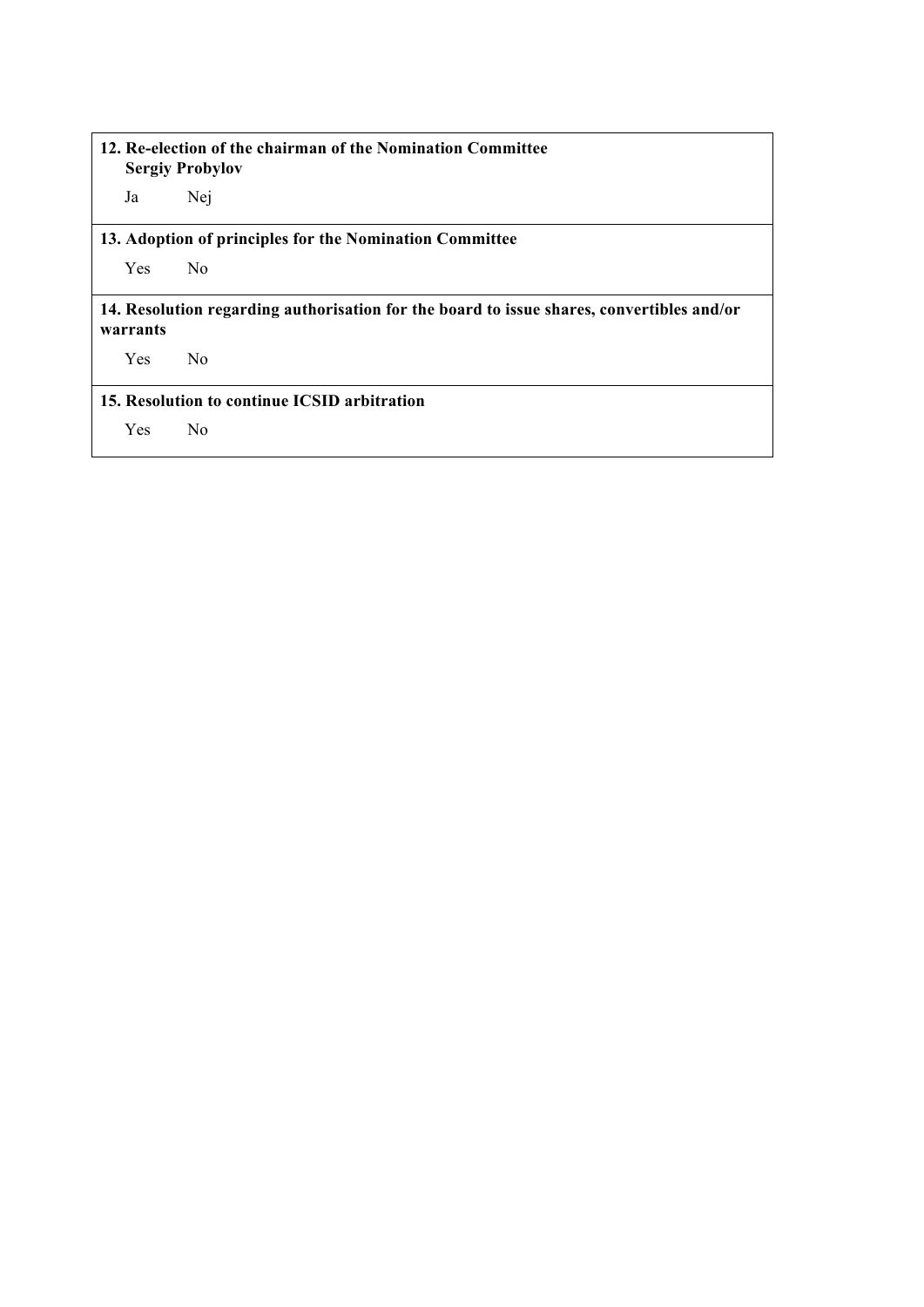**12. Re-election of the chairman of the Nomination Committee**
**Sergiy Probylov**

Ja Nej

**13. Adoption of principles for the Nomination Committee**

Yes No

**14. Resolution regarding authorisation for the board to issue shares, convertibles and/or warrants**

Yes No

**15. Resolution to continue ICSID arbitration**

Yes No